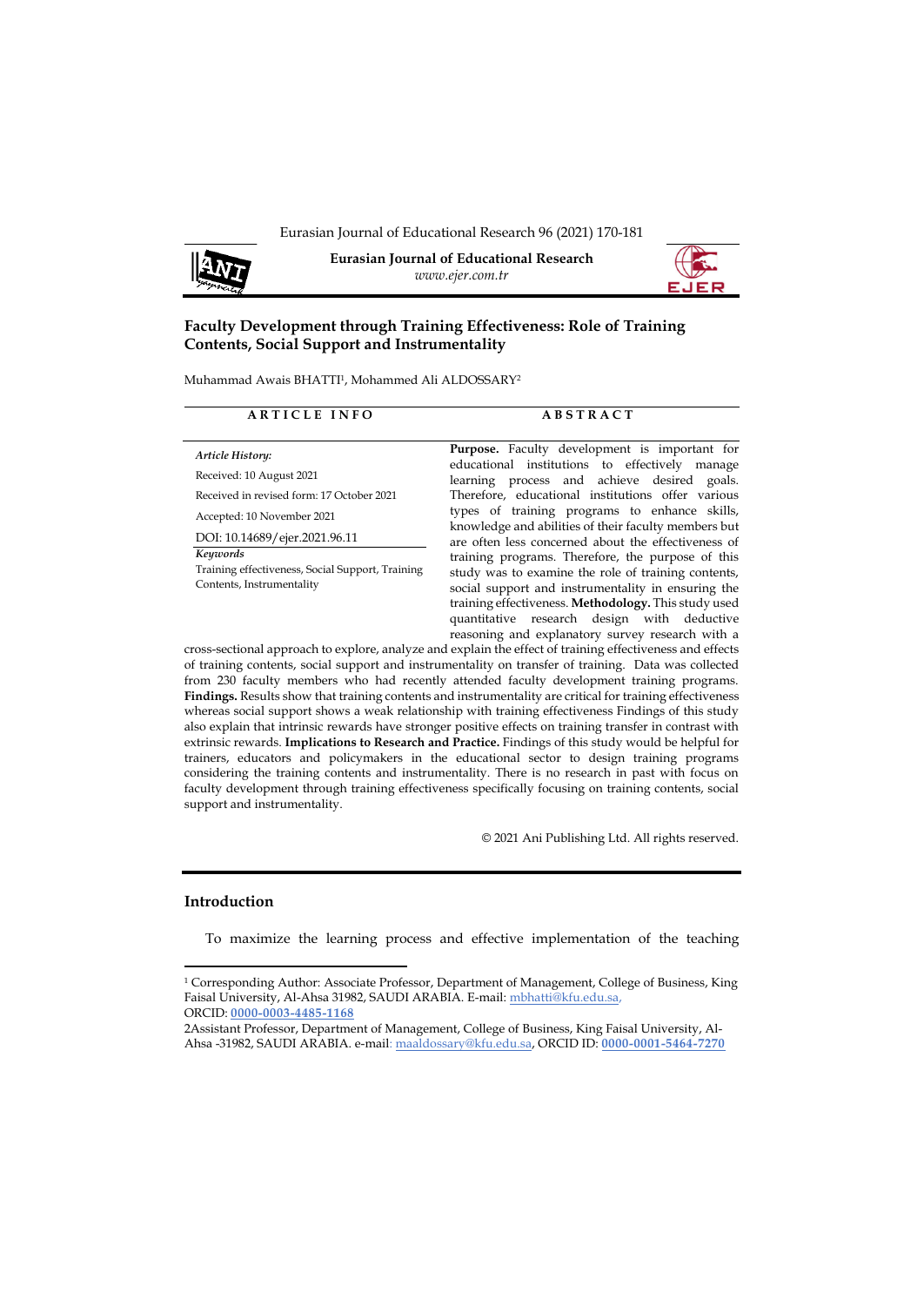# Faculty Development through Training Effectiveness: Role of Training Contents, Social Support and Instrumentality

Muhammad Awais BHATTI[1], Mohammed Ali ALDOSSARY[2]

| ARTICLE INFO | ABSTRACT |
|---|---|

*Article History:*

Received: 10 August 2021

Received in revised form: 17 October 2021

Accepted: 10 November 2021

DOI: 10.14689/ejer.2021.96.11

***Keywords***

Training effectiveness, Social Support, Training Contents, Instrumentality

**Purpose.** Faculty development is important for educational institutions to effectively manage learning process and achieve desired goals. Therefore, educational institutions offer various types of training programs to enhance skills, knowledge and abilities of their faculty members but are often less concerned about the effectiveness of training programs. Therefore, the purpose of this study was to examine the role of training contents, social support and instrumentality in ensuring the training effectiveness. **Methodology.** This study used quantitative research design with deductive reasoning and explanatory survey research with a cross-sectional approach to explore, analyze and explain the effect of training effectiveness and effects of training contents, social support and instrumentality on transfer of training. Data was collected from 230 faculty members who had recently attended faculty development training programs. **Findings.** Results show that training contents and instrumentality are critical for training effectiveness whereas social support shows a weak relationship with training effectiveness Findings of this study also explain that intrinsic rewards have stronger positive effects on training transfer in contrast with extrinsic rewards. **Implications to Research and Practice.** Findings of this study would be helpful for trainers, educators and policymakers in the educational sector to design training programs considering the training contents and instrumentality. There is no research in past with focus on faculty development through training effectiveness specifically focusing on training contents, social support and instrumentality.

© 2021 Ani Publishing Ltd. All rights reserved.

## Introduction

To maximize the learning process and effective implementation of the teaching

---

[1] Corresponding Author: Associate Professor, Department of Management, College of Business, King Faisal University, Al-Ahsa 31982, SAUDI ARABIA. E-mail: mbhatti@kfu.edu.sa, ORCID: **0000-0003-4485-1168**

[2] Assistant Professor, Department of Management, College of Business, King Faisal University, Al-Ahsa -31982, SAUDI ARABIA. e-mail: maaldossary@kfu.edu.sa, ORCID ID: **0000-0001-5464-7270**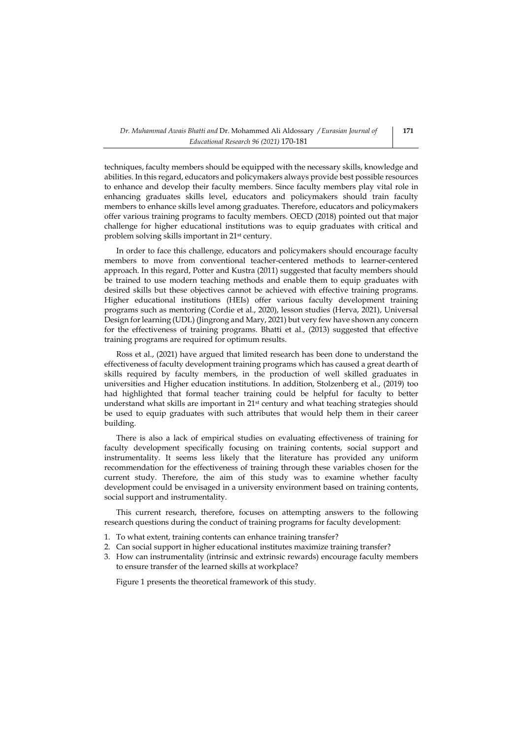techniques, faculty members should be equipped with the necessary skills, knowledge and abilities. In this regard, educators and policymakers always provide best possible resources to enhance and develop their faculty members. Since faculty members play vital role in enhancing graduates skills level, educators and policymakers should train faculty members to enhance skills level among graduates. Therefore, educators and policymakers offer various training programs to faculty members. OECD (2018) pointed out that major challenge for higher educational institutions was to equip graduates with critical and problem solving skills important in 21st century.

In order to face this challenge, educators and policymakers should encourage faculty members to move from conventional teacher-centered methods to learner-centered approach. In this regard, Potter and Kustra (2011) suggested that faculty members should be trained to use modern teaching methods and enable them to equip graduates with desired skills but these objectives cannot be achieved with effective training programs. Higher educational institutions (HEIs) offer various faculty development training programs such as mentoring (Cordie et al., 2020), lesson studies (Herva, 2021), Universal Design for learning (UDL) (Jingrong and Mary, 2021) but very few have shown any concern for the effectiveness of training programs. Bhatti et al., (2013) suggested that effective training programs are required for optimum results.

Ross et al., (2021) have argued that limited research has been done to understand the effectiveness of faculty development training programs which has caused a great dearth of skills required by faculty members, in the production of well skilled graduates in universities and Higher education institutions. In addition, Stolzenberg et al., (2019) too had highlighted that formal teacher training could be helpful for faculty to better understand what skills are important in 21st century and what teaching strategies should be used to equip graduates with such attributes that would help them in their career building.

There is also a lack of empirical studies on evaluating effectiveness of training for faculty development specifically focusing on training contents, social support and instrumentality. It seems less likely that the literature has provided any uniform recommendation for the effectiveness of training through these variables chosen for the current study. Therefore, the aim of this study was to examine whether faculty development could be envisaged in a university environment based on training contents, social support and instrumentality.

This current research, therefore, focuses on attempting answers to the following research questions during the conduct of training programs for faculty development:

1. To what extent, training contents can enhance training transfer?
2. Can social support in higher educational institutes maximize training transfer?
3. How can instrumentality (intrinsic and extrinsic rewards) encourage faculty members to ensure transfer of the learned skills at workplace?

Figure 1 presents the theoretical framework of this study.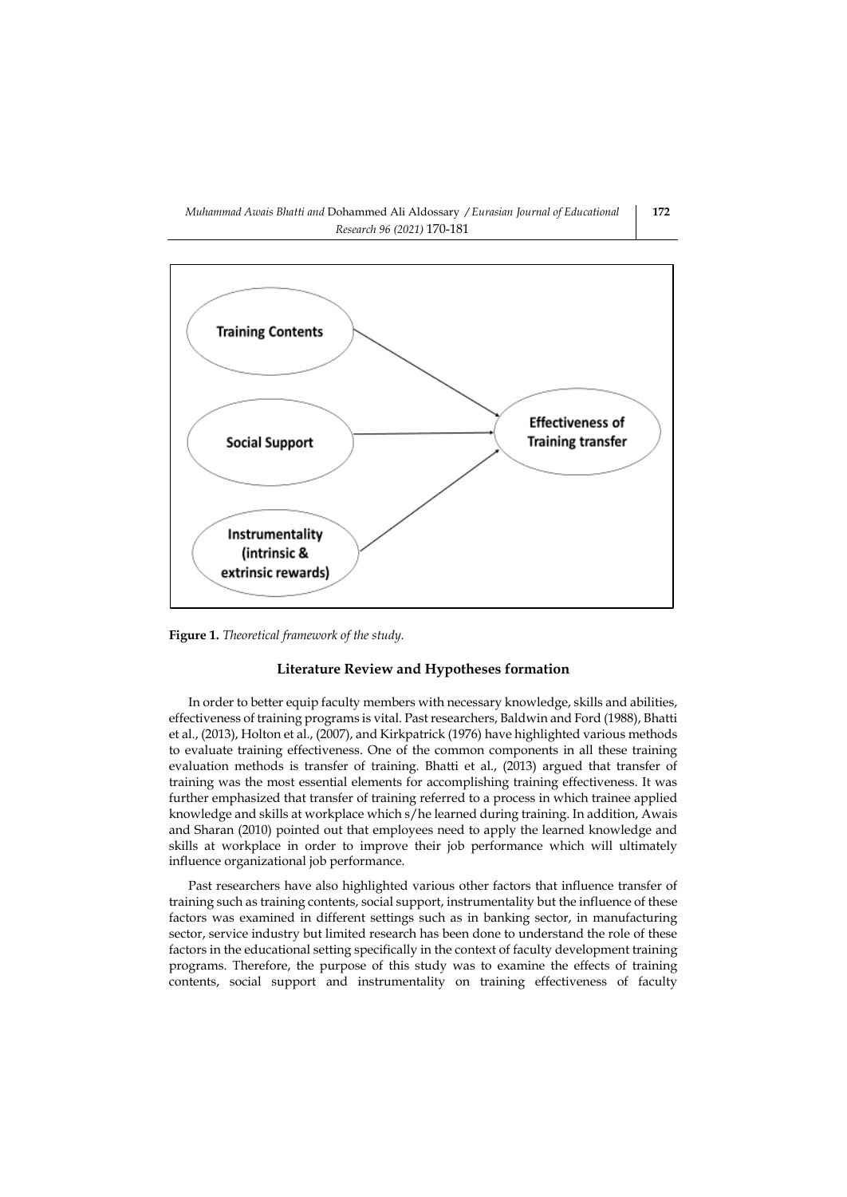**Figure 1.** *Theoretical framework of the study.*

## Literature Review and Hypotheses formation

In order to better equip faculty members with necessary knowledge, skills and abilities, effectiveness of training programs is vital. Past researchers, Baldwin and Ford (1988), Bhatti et al., (2013), Holton et al., (2007), and Kirkpatrick (1976) have highlighted various methods to evaluate training effectiveness. One of the common components in all these training evaluation methods is transfer of training. Bhatti et al., (2013) argued that transfer of training was the most essential elements for accomplishing training effectiveness. It was further emphasized that transfer of training referred to a process in which trainee applied knowledge and skills at workplace which s/he learned during training. In addition, Awais and Sharan (2010) pointed out that employees need to apply the learned knowledge and skills at workplace in order to improve their job performance which will ultimately influence organizational job performance.

Past researchers have also highlighted various other factors that influence transfer of training such as training contents, social support, instrumentality but the influence of these factors was examined in different settings such as in banking sector, in manufacturing sector, service industry but limited research has been done to understand the role of these factors in the educational setting specifically in the context of faculty development training programs. Therefore, the purpose of this study was to examine the effects of training contents, social support and instrumentality on training effectiveness of faculty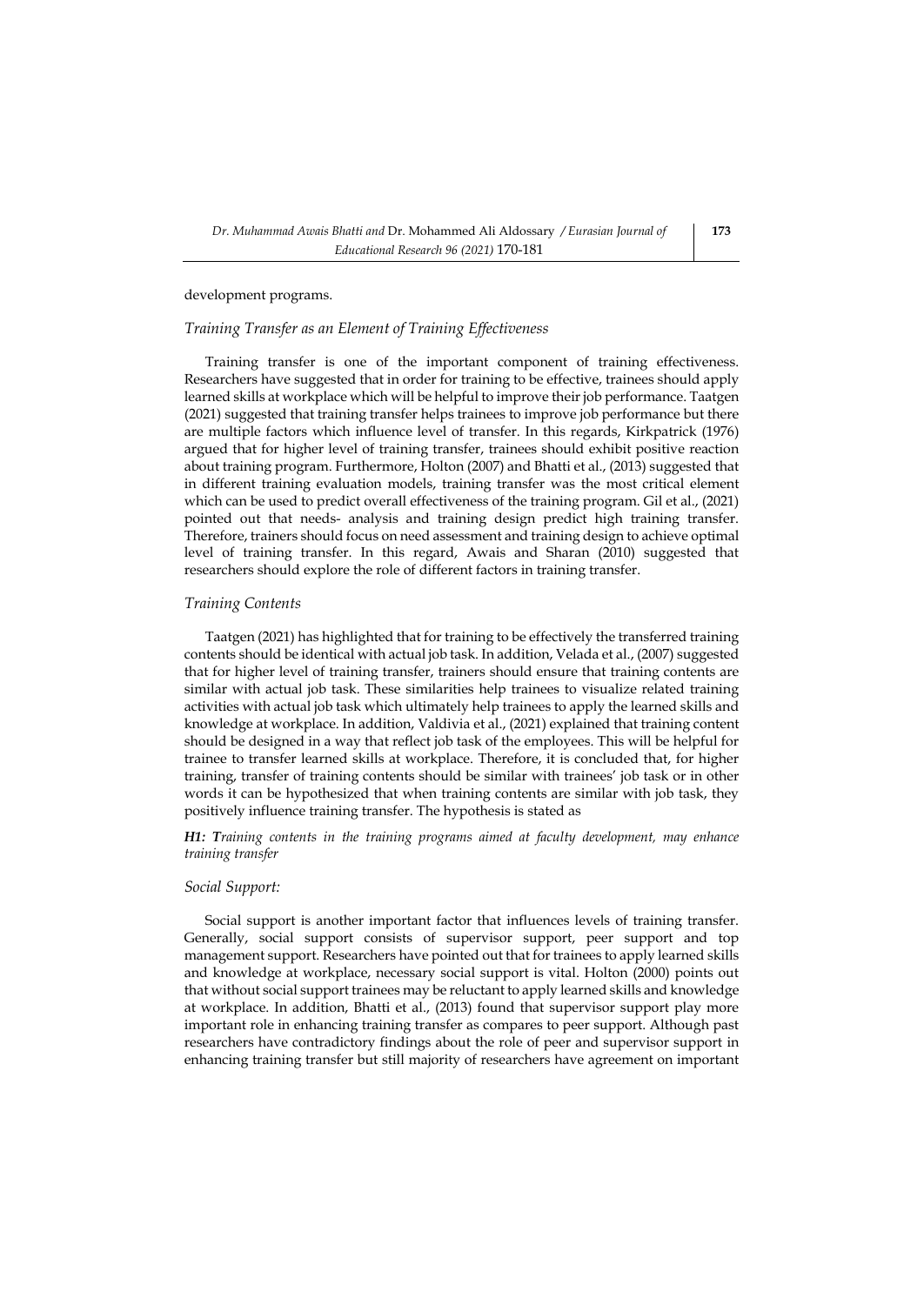development programs.

### *Training Transfer as an Element of Training Effectiveness*

Training transfer is one of the important component of training effectiveness. Researchers have suggested that in order for training to be effective, trainees should apply learned skills at workplace which will be helpful to improve their job performance. Taatgen (2021) suggested that training transfer helps trainees to improve job performance but there are multiple factors which influence level of transfer. In this regards, Kirkpatrick (1976) argued that for higher level of training transfer, trainees should exhibit positive reaction about training program. Furthermore, Holton (2007) and Bhatti et al., (2013) suggested that in different training evaluation models, training transfer was the most critical element which can be used to predict overall effectiveness of the training program. Gil et al., (2021) pointed out that needs- analysis and training design predict high training transfer. Therefore, trainers should focus on need assessment and training design to achieve optimal level of training transfer. In this regard, Awais and Sharan (2010) suggested that researchers should explore the role of different factors in training transfer.

### *Training Contents*

Taatgen (2021) has highlighted that for training to be effectively the transferred training contents should be identical with actual job task. In addition, Velada et al., (2007) suggested that for higher level of training transfer, trainers should ensure that training contents are similar with actual job task. These similarities help trainees to visualize related training activities with actual job task which ultimately help trainees to apply the learned skills and knowledge at workplace. In addition, Valdivia et al., (2021) explained that training content should be designed in a way that reflect job task of the employees. This will be helpful for trainee to transfer learned skills at workplace. Therefore, it is concluded that, for higher training, transfer of training contents should be similar with trainees' job task or in other words it can be hypothesized that when training contents are similar with job task, they positively influence training transfer. The hypothesis is stated as

***H1: T****raining contents in the training programs aimed at faculty development, may enhance training transfer*

### *Social Support:*

Social support is another important factor that influences levels of training transfer. Generally, social support consists of supervisor support, peer support and top management support. Researchers have pointed out that for trainees to apply learned skills and knowledge at workplace, necessary social support is vital. Holton (2000) points out that without social support trainees may be reluctant to apply learned skills and knowledge at workplace. In addition, Bhatti et al., (2013) found that supervisor support play more important role in enhancing training transfer as compares to peer support. Although past researchers have contradictory findings about the role of peer and supervisor support in enhancing training transfer but still majority of researchers have agreement on important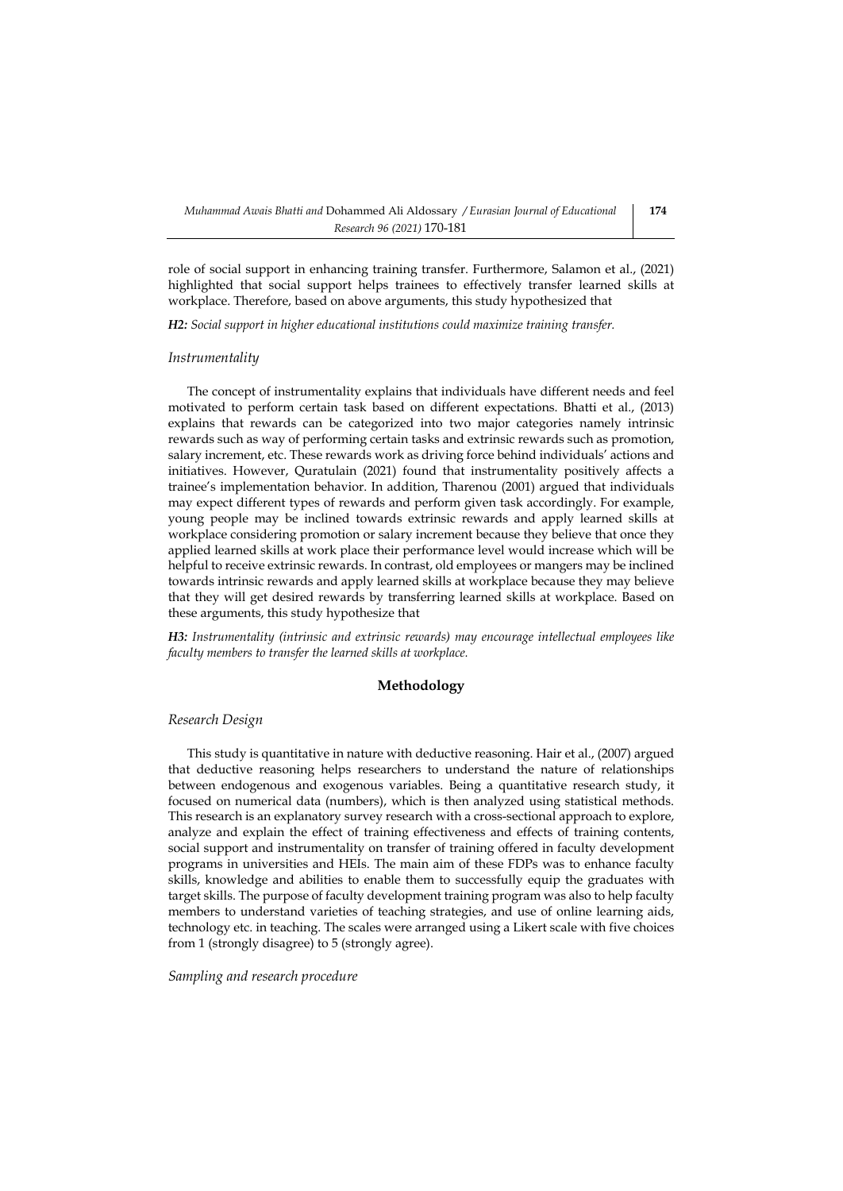role of social support in enhancing training transfer. Furthermore, Salamon et al., (2021) highlighted that social support helps trainees to effectively transfer learned skills at workplace. Therefore, based on above arguments, this study hypothesized that

***H2:*** *Social support in higher educational institutions could maximize training transfer.*

### *Instrumentality*

The concept of instrumentality explains that individuals have different needs and feel motivated to perform certain task based on different expectations. Bhatti et al., (2013) explains that rewards can be categorized into two major categories namely intrinsic rewards such as way of performing certain tasks and extrinsic rewards such as promotion, salary increment, etc. These rewards work as driving force behind individuals' actions and initiatives. However, Quratulain (2021) found that instrumentality positively affects a trainee's implementation behavior. In addition, Tharenou (2001) argued that individuals may expect different types of rewards and perform given task accordingly. For example, young people may be inclined towards extrinsic rewards and apply learned skills at workplace considering promotion or salary increment because they believe that once they applied learned skills at work place their performance level would increase which will be helpful to receive extrinsic rewards. In contrast, old employees or mangers may be inclined towards intrinsic rewards and apply learned skills at workplace because they may believe that they will get desired rewards by transferring learned skills at workplace. Based on these arguments, this study hypothesize that

***H3:*** *Instrumentality (intrinsic and extrinsic rewards) may encourage intellectual employees like faculty members to transfer the learned skills at workplace.*

## Methodology

### *Research Design*

This study is quantitative in nature with deductive reasoning. Hair et al., (2007) argued that deductive reasoning helps researchers to understand the nature of relationships between endogenous and exogenous variables. Being a quantitative research study, it focused on numerical data (numbers), which is then analyzed using statistical methods. This research is an explanatory survey research with a cross-sectional approach to explore, analyze and explain the effect of training effectiveness and effects of training contents, social support and instrumentality on transfer of training offered in faculty development programs in universities and HEIs. The main aim of these FDPs was to enhance faculty skills, knowledge and abilities to enable them to successfully equip the graduates with target skills. The purpose of faculty development training program was also to help faculty members to understand varieties of teaching strategies, and use of online learning aids, technology etc. in teaching. The scales were arranged using a Likert scale with five choices from 1 (strongly disagree) to 5 (strongly agree).

### *Sampling and research procedure*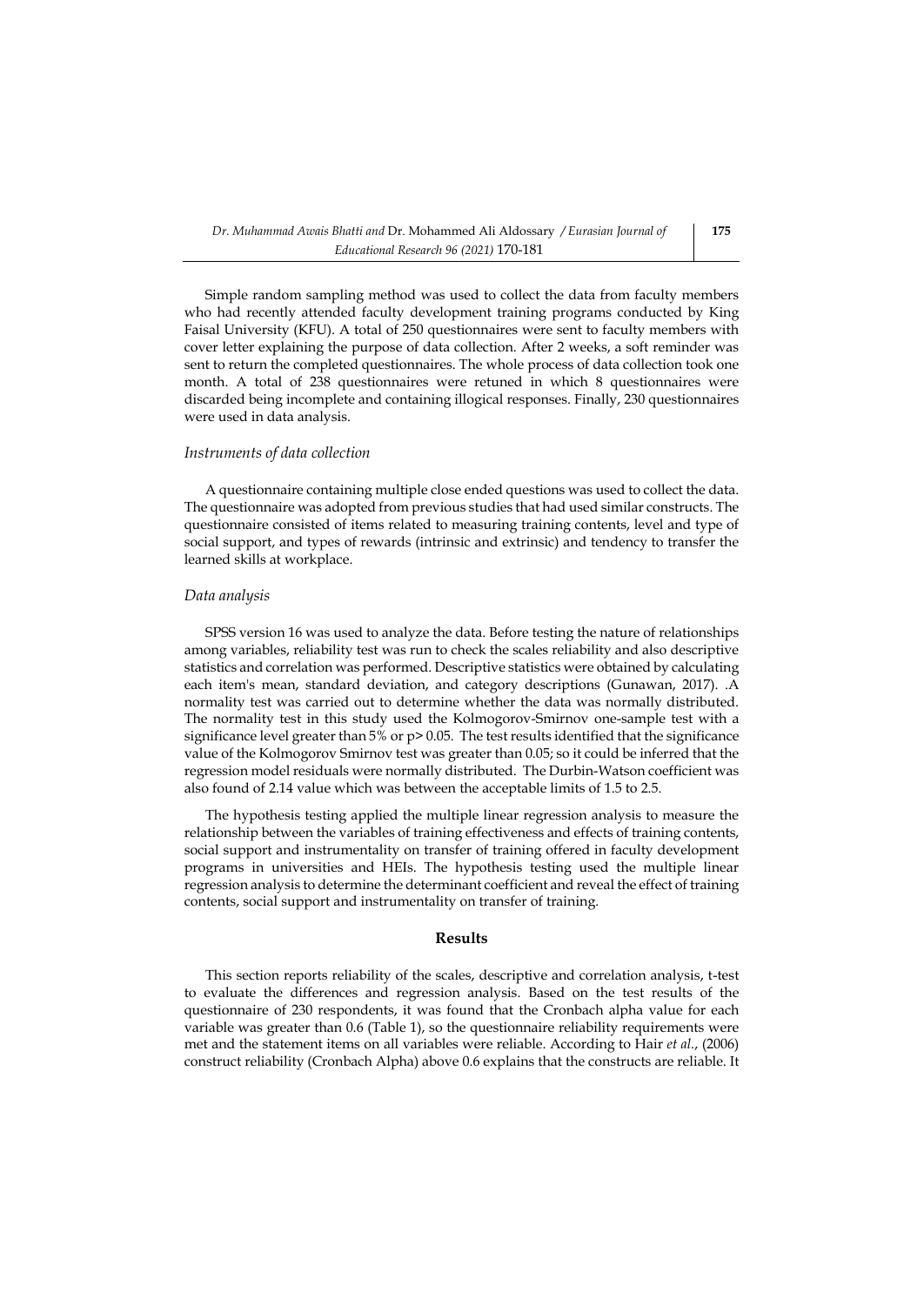Simple random sampling method was used to collect the data from faculty members who had recently attended faculty development training programs conducted by King Faisal University (KFU). A total of 250 questionnaires were sent to faculty members with cover letter explaining the purpose of data collection. After 2 weeks, a soft reminder was sent to return the completed questionnaires. The whole process of data collection took one month. A total of 238 questionnaires were retuned in which 8 questionnaires were discarded being incomplete and containing illogical responses. Finally, 230 questionnaires were used in data analysis.

### *Instruments of data collection*

A questionnaire containing multiple close ended questions was used to collect the data. The questionnaire was adopted from previous studies that had used similar constructs. The questionnaire consisted of items related to measuring training contents, level and type of social support, and types of rewards (intrinsic and extrinsic) and tendency to transfer the learned skills at workplace.

### *Data analysis*

SPSS version 16 was used to analyze the data. Before testing the nature of relationships among variables, reliability test was run to check the scales reliability and also descriptive statistics and correlation was performed. Descriptive statistics were obtained by calculating each item's mean, standard deviation, and category descriptions (Gunawan, 2017). .A normality test was carried out to determine whether the data was normally distributed. The normality test in this study used the Kolmogorov-Smirnov one-sample test with a significance level greater than 5% or $p > 0.05$. The test results identified that the significance value of the Kolmogorov Smirnov test was greater than 0.05; so it could be inferred that the regression model residuals were normally distributed. The Durbin-Watson coefficient was also found of 2.14 value which was between the acceptable limits of 1.5 to 2.5.

The hypothesis testing applied the multiple linear regression analysis to measure the relationship between the variables of training effectiveness and effects of training contents, social support and instrumentality on transfer of training offered in faculty development programs in universities and HEIs. The hypothesis testing used the multiple linear regression analysis to determine the determinant coefficient and reveal the effect of training contents, social support and instrumentality on transfer of training.

## Results

This section reports reliability of the scales, descriptive and correlation analysis, t-test to evaluate the differences and regression analysis. Based on the test results of the questionnaire of 230 respondents, it was found that the Cronbach alpha value for each variable was greater than 0.6 (Table 1), so the questionnaire reliability requirements were met and the statement items on all variables were reliable. According to Hair *et al.*, (2006) construct reliability (Cronbach Alpha) above 0.6 explains that the constructs are reliable. It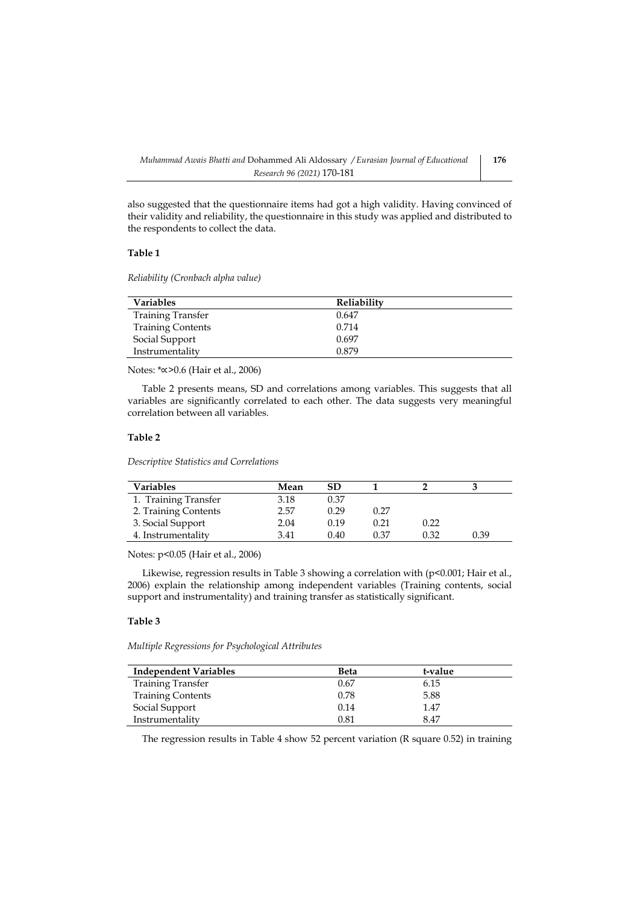also suggested that the questionnaire items had got a high validity. Having convinced of their validity and reliability, the questionnaire in this study was applied and distributed to the respondents to collect the data.

**Table 1**

*Reliability (Cronbach alpha value)*

| Variables | Reliability |
|---|---|
| Training Transfer | 0.647 |
| Training Contents | 0.714 |
| Social Support | 0.697 |
| Instrumentality | 0.879 |

Notes: *∝>0.6 (Hair et al., 2006)

Table 2 presents means, SD and correlations among variables. This suggests that all variables are significantly correlated to each other. The data suggests very meaningful correlation between all variables.

**Table 2**

*Descriptive Statistics and Correlations*

| Variables | Mean | SD | 1 | 2 | 3 |
|---|---|---|---|---|---|
| 1. Training Transfer | 3.18 | 0.37 | | | |
| 2. Training Contents | 2.57 | 0.29 | 0.27 | | |
| 3. Social Support | 2.04 | 0.19 | 0.21 | 0.22 | |
| 4. Instrumentality | 3.41 | 0.40 | 0.37 | 0.32 | 0.39 |

Notes: $p<0.05$ (Hair et al., 2006)

Likewise, regression results in Table 3 showing a correlation with ($p<0.001$; Hair et al., 2006) explain the relationship among independent variables (Training contents, social support and instrumentality) and training transfer as statistically significant.

**Table 3**

*Multiple Regressions for Psychological Attributes*

| Independent Variables | Beta | t-value |
|---|---|---|
| Training Transfer | 0.67 | 6.15 |
| Training Contents | 0.78 | 5.88 |
| Social Support | 0.14 | 1.47 |
| Instrumentality | 0.81 | 8.47 |

The regression results in Table 4 show 52 percent variation (R square 0.52) in training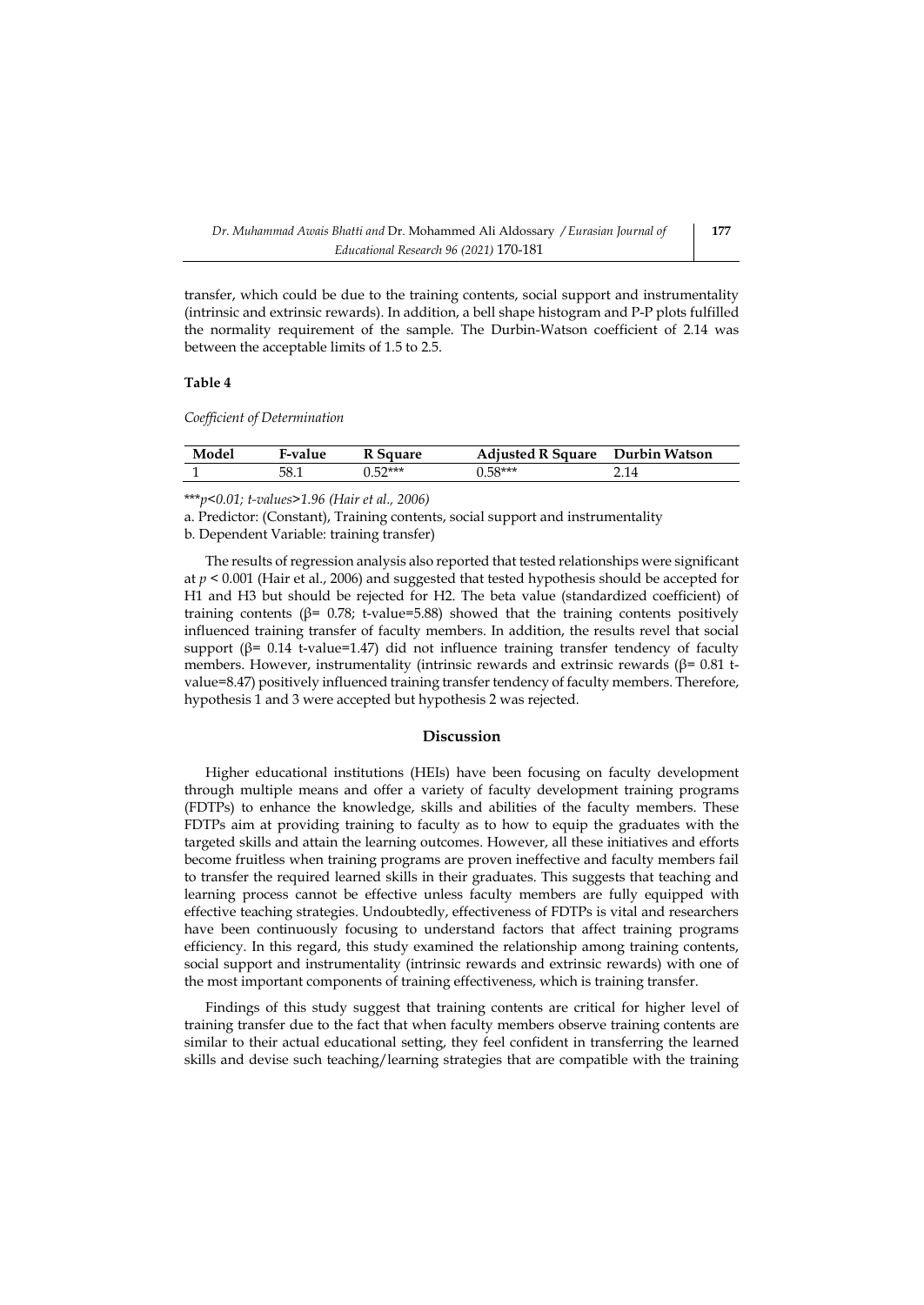transfer, which could be due to the training contents, social support and instrumentality (intrinsic and extrinsic rewards). In addition, a bell shape histogram and P-P plots fulfilled the normality requirement of the sample. The Durbin-Watson coefficient of 2.14 was between the acceptable limits of 1.5 to 2.5.

**Table 4**

*Coefficient of Determination*

| Model | F-value | R Square | Adjusted R Square | Durbin Watson |
|---|---|---|---|---|
| 1 | 58.1 | 0.52*** | 0.58*** | 2.14 |

****p<0.01; t-values>1.96 (Hair et al., 2006)*

a. Predictor: (Constant), Training contents, social support and instrumentality

b. Dependent Variable: training transfer)

The results of regression analysis also reported that tested relationships were significant at $p < 0.001$ (Hair et al., 2006) and suggested that tested hypothesis should be accepted for H1 and H3 but should be rejected for H2. The beta value (standardized coefficient) of training contents (β= 0.78; t-value=5.88) showed that the training contents positively influenced training transfer of faculty members. In addition, the results revel that social support (β= 0.14 t-value=1.47) did not influence training transfer tendency of faculty members. However, instrumentality (intrinsic rewards and extrinsic rewards (β= 0.81 t-value=8.47) positively influenced training transfer tendency of faculty members. Therefore, hypothesis 1 and 3 were accepted but hypothesis 2 was rejected.

## Discussion

Higher educational institutions (HEIs) have been focusing on faculty development through multiple means and offer a variety of faculty development training programs (FDTPs) to enhance the knowledge, skills and abilities of the faculty members. These FDTPs aim at providing training to faculty as to how to equip the graduates with the targeted skills and attain the learning outcomes. However, all these initiatives and efforts become fruitless when training programs are proven ineffective and faculty members fail to transfer the required learned skills in their graduates. This suggests that teaching and learning process cannot be effective unless faculty members are fully equipped with effective teaching strategies. Undoubtedly, effectiveness of FDTPs is vital and researchers have been continuously focusing to understand factors that affect training programs efficiency. In this regard, this study examined the relationship among training contents, social support and instrumentality (intrinsic rewards and extrinsic rewards) with one of the most important components of training effectiveness, which is training transfer.

Findings of this study suggest that training contents are critical for higher level of training transfer due to the fact that when faculty members observe training contents are similar to their actual educational setting, they feel confident in transferring the learned skills and devise such teaching/learning strategies that are compatible with the training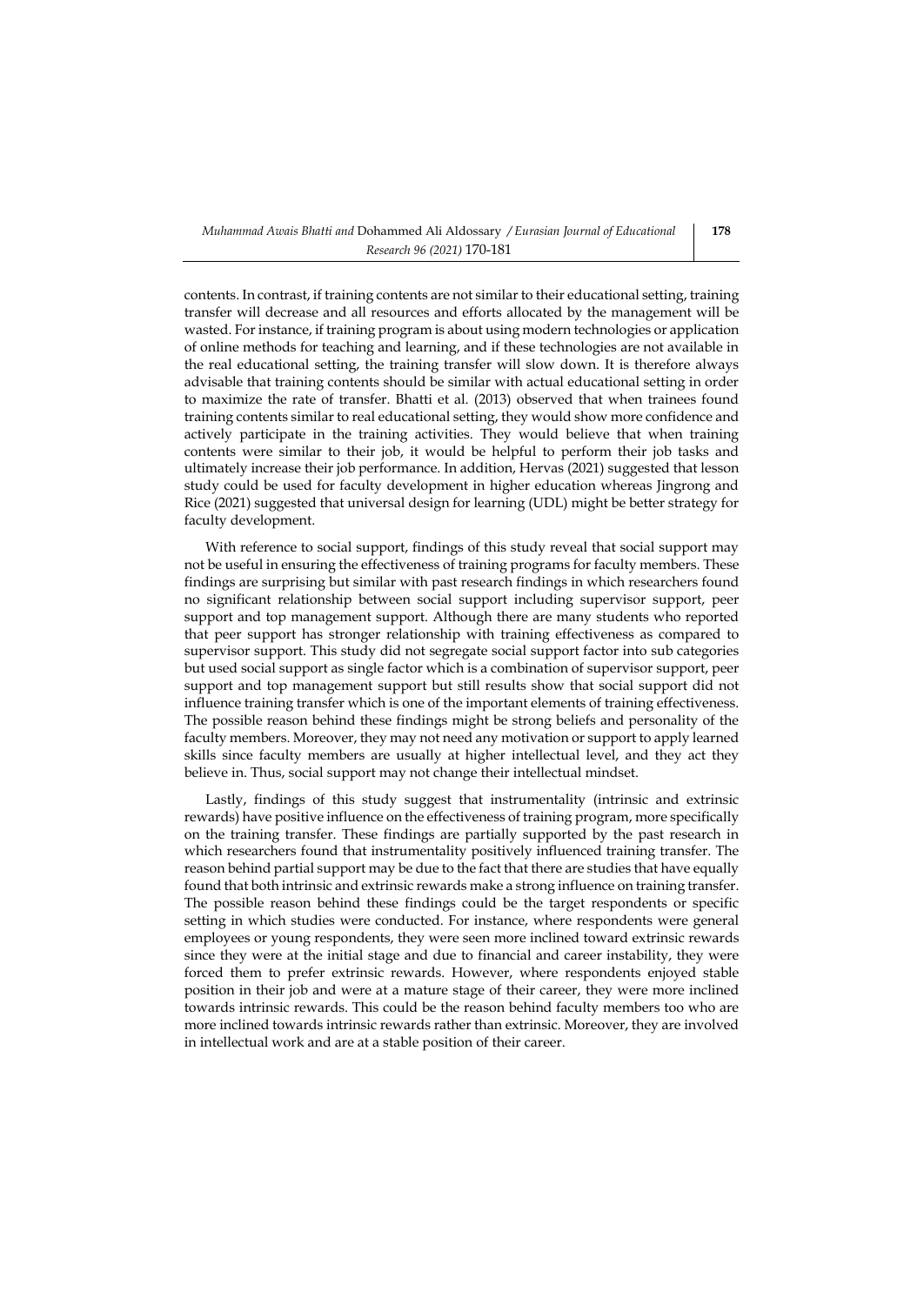contents. In contrast, if training contents are not similar to their educational setting, training transfer will decrease and all resources and efforts allocated by the management will be wasted. For instance, if training program is about using modern technologies or application of online methods for teaching and learning, and if these technologies are not available in the real educational setting, the training transfer will slow down. It is therefore always advisable that training contents should be similar with actual educational setting in order to maximize the rate of transfer. Bhatti et al. (2013) observed that when trainees found training contents similar to real educational setting, they would show more confidence and actively participate in the training activities. They would believe that when training contents were similar to their job, it would be helpful to perform their job tasks and ultimately increase their job performance. In addition, Hervas (2021) suggested that lesson study could be used for faculty development in higher education whereas Jingrong and Rice (2021) suggested that universal design for learning (UDL) might be better strategy for faculty development.

With reference to social support, findings of this study reveal that social support may not be useful in ensuring the effectiveness of training programs for faculty members. These findings are surprising but similar with past research findings in which researchers found no significant relationship between social support including supervisor support, peer support and top management support. Although there are many students who reported that peer support has stronger relationship with training effectiveness as compared to supervisor support. This study did not segregate social support factor into sub categories but used social support as single factor which is a combination of supervisor support, peer support and top management support but still results show that social support did not influence training transfer which is one of the important elements of training effectiveness. The possible reason behind these findings might be strong beliefs and personality of the faculty members. Moreover, they may not need any motivation or support to apply learned skills since faculty members are usually at higher intellectual level, and they act they believe in. Thus, social support may not change their intellectual mindset.

Lastly, findings of this study suggest that instrumentality (intrinsic and extrinsic rewards) have positive influence on the effectiveness of training program, more specifically on the training transfer. These findings are partially supported by the past research in which researchers found that instrumentality positively influenced training transfer. The reason behind partial support may be due to the fact that there are studies that have equally found that both intrinsic and extrinsic rewards make a strong influence on training transfer. The possible reason behind these findings could be the target respondents or specific setting in which studies were conducted. For instance, where respondents were general employees or young respondents, they were seen more inclined toward extrinsic rewards since they were at the initial stage and due to financial and career instability, they were forced them to prefer extrinsic rewards. However, where respondents enjoyed stable position in their job and were at a mature stage of their career, they were more inclined towards intrinsic rewards. This could be the reason behind faculty members too who are more inclined towards intrinsic rewards rather than extrinsic. Moreover, they are involved in intellectual work and are at a stable position of their career.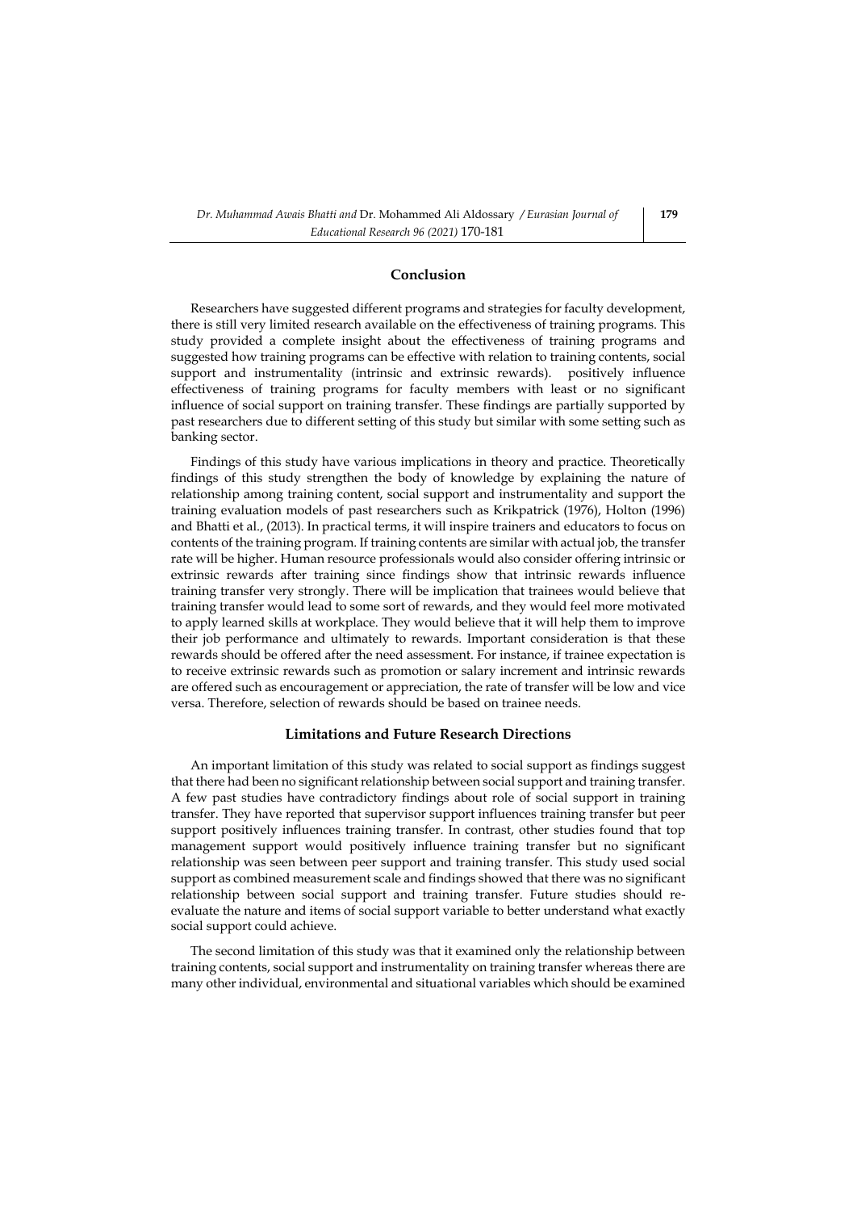## Conclusion

Researchers have suggested different programs and strategies for faculty development, there is still very limited research available on the effectiveness of training programs. This study provided a complete insight about the effectiveness of training programs and suggested how training programs can be effective with relation to training contents, social support and instrumentality (intrinsic and extrinsic rewards). positively influence effectiveness of training programs for faculty members with least or no significant influence of social support on training transfer. These findings are partially supported by past researchers due to different setting of this study but similar with some setting such as banking sector.

Findings of this study have various implications in theory and practice. Theoretically findings of this study strengthen the body of knowledge by explaining the nature of relationship among training content, social support and instrumentality and support the training evaluation models of past researchers such as Krikpatrick (1976), Holton (1996) and Bhatti et al., (2013). In practical terms, it will inspire trainers and educators to focus on contents of the training program. If training contents are similar with actual job, the transfer rate will be higher. Human resource professionals would also consider offering intrinsic or extrinsic rewards after training since findings show that intrinsic rewards influence training transfer very strongly. There will be implication that trainees would believe that training transfer would lead to some sort of rewards, and they would feel more motivated to apply learned skills at workplace. They would believe that it will help them to improve their job performance and ultimately to rewards. Important consideration is that these rewards should be offered after the need assessment. For instance, if trainee expectation is to receive extrinsic rewards such as promotion or salary increment and intrinsic rewards are offered such as encouragement or appreciation, the rate of transfer will be low and vice versa. Therefore, selection of rewards should be based on trainee needs.

## Limitations and Future Research Directions

An important limitation of this study was related to social support as findings suggest that there had been no significant relationship between social support and training transfer. A few past studies have contradictory findings about role of social support in training transfer. They have reported that supervisor support influences training transfer but peer support positively influences training transfer. In contrast, other studies found that top management support would positively influence training transfer but no significant relationship was seen between peer support and training transfer. This study used social support as combined measurement scale and findings showed that there was no significant relationship between social support and training transfer. Future studies should re-evaluate the nature and items of social support variable to better understand what exactly social support could achieve.

The second limitation of this study was that it examined only the relationship between training contents, social support and instrumentality on training transfer whereas there are many other individual, environmental and situational variables which should be examined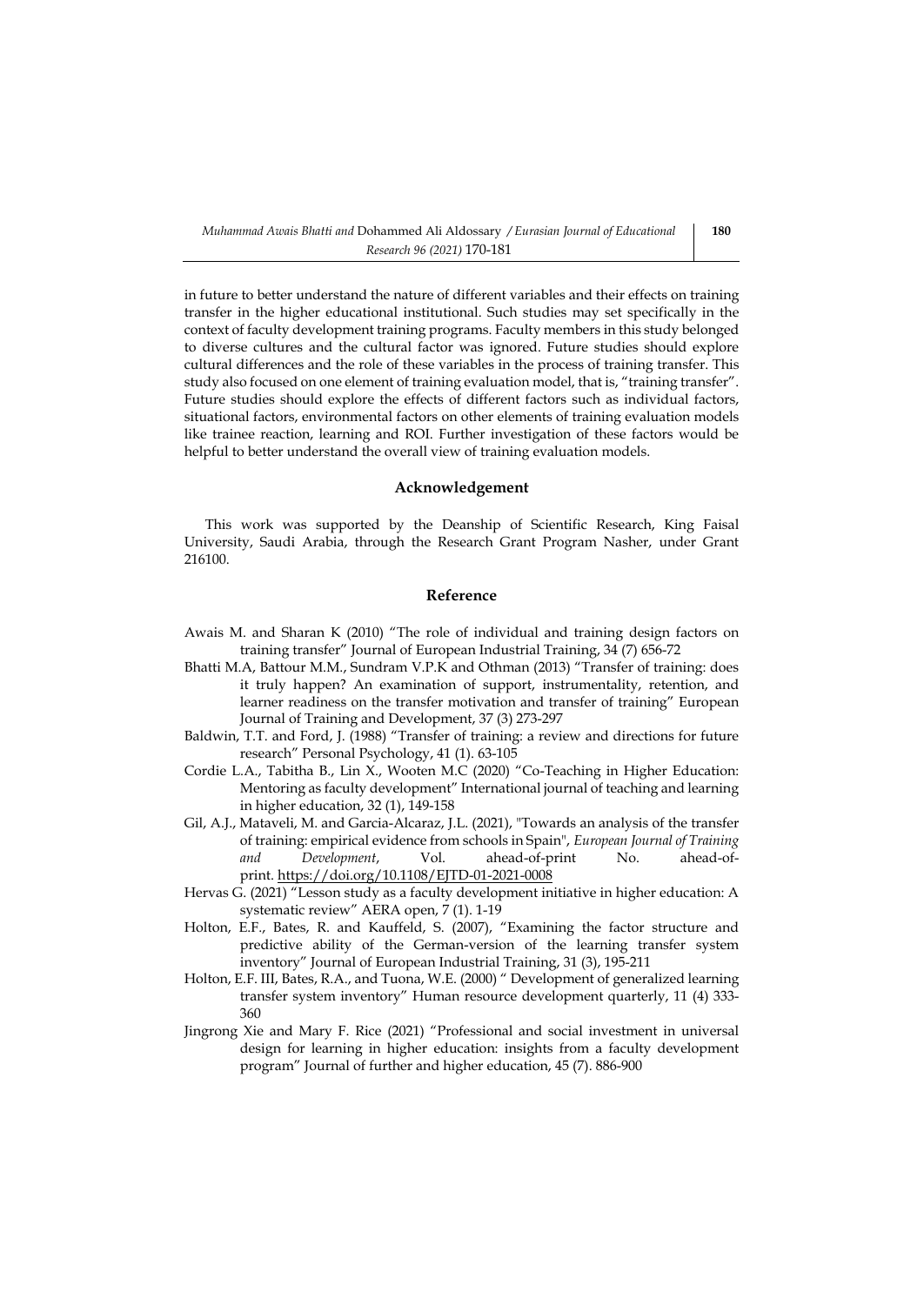in future to better understand the nature of different variables and their effects on training transfer in the higher educational institutional. Such studies may set specifically in the context of faculty development training programs. Faculty members in this study belonged to diverse cultures and the cultural factor was ignored. Future studies should explore cultural differences and the role of these variables in the process of training transfer. This study also focused on one element of training evaluation model, that is, "training transfer". Future studies should explore the effects of different factors such as individual factors, situational factors, environmental factors on other elements of training evaluation models like trainee reaction, learning and ROI. Further investigation of these factors would be helpful to better understand the overall view of training evaluation models.

## Acknowledgement

This work was supported by the Deanship of Scientific Research, King Faisal University, Saudi Arabia, through the Research Grant Program Nasher, under Grant 216100.

## Reference

Awais M. and Sharan K (2010) "The role of individual and training design factors on training transfer" Journal of European Industrial Training, 34 (7) 656-72

Bhatti M.A, Battour M.M., Sundram V.P.K and Othman (2013) "Transfer of training: does it truly happen? An examination of support, instrumentality, retention, and learner readiness on the transfer motivation and transfer of training" European Journal of Training and Development, 37 (3) 273-297

Baldwin, T.T. and Ford, J. (1988) "Transfer of training: a review and directions for future research" Personal Psychology, 41 (1). 63-105

Cordie L.A., Tabitha B., Lin X., Wooten M.C (2020) "Co-Teaching in Higher Education: Mentoring as faculty development" International journal of teaching and learning in higher education, 32 (1), 149-158

Gil, A.J., Mataveli, M. and Garcia-Alcaraz, J.L. (2021), "Towards an analysis of the transfer of training: empirical evidence from schools in Spain", *European Journal of Training and Development*, Vol. ahead-of-print No. ahead-of-print. https://doi.org/10.1108/EJTD-01-2021-0008

Hervas G. (2021) "Lesson study as a faculty development initiative in higher education: A systematic review" AERA open, 7 (1). 1-19

Holton, E.F., Bates, R. and Kauffeld, S. (2007), "Examining the factor structure and predictive ability of the German-version of the learning transfer system inventory" Journal of European Industrial Training, 31 (3), 195-211

Holton, E.F. III, Bates, R.A., and Tuona, W.E. (2000) " Development of generalized learning transfer system inventory" Human resource development quarterly, 11 (4) 333-360

Jingrong Xie and Mary F. Rice (2021) "Professional and social investment in universal design for learning in higher education: insights from a faculty development program" Journal of further and higher education, 45 (7). 886-900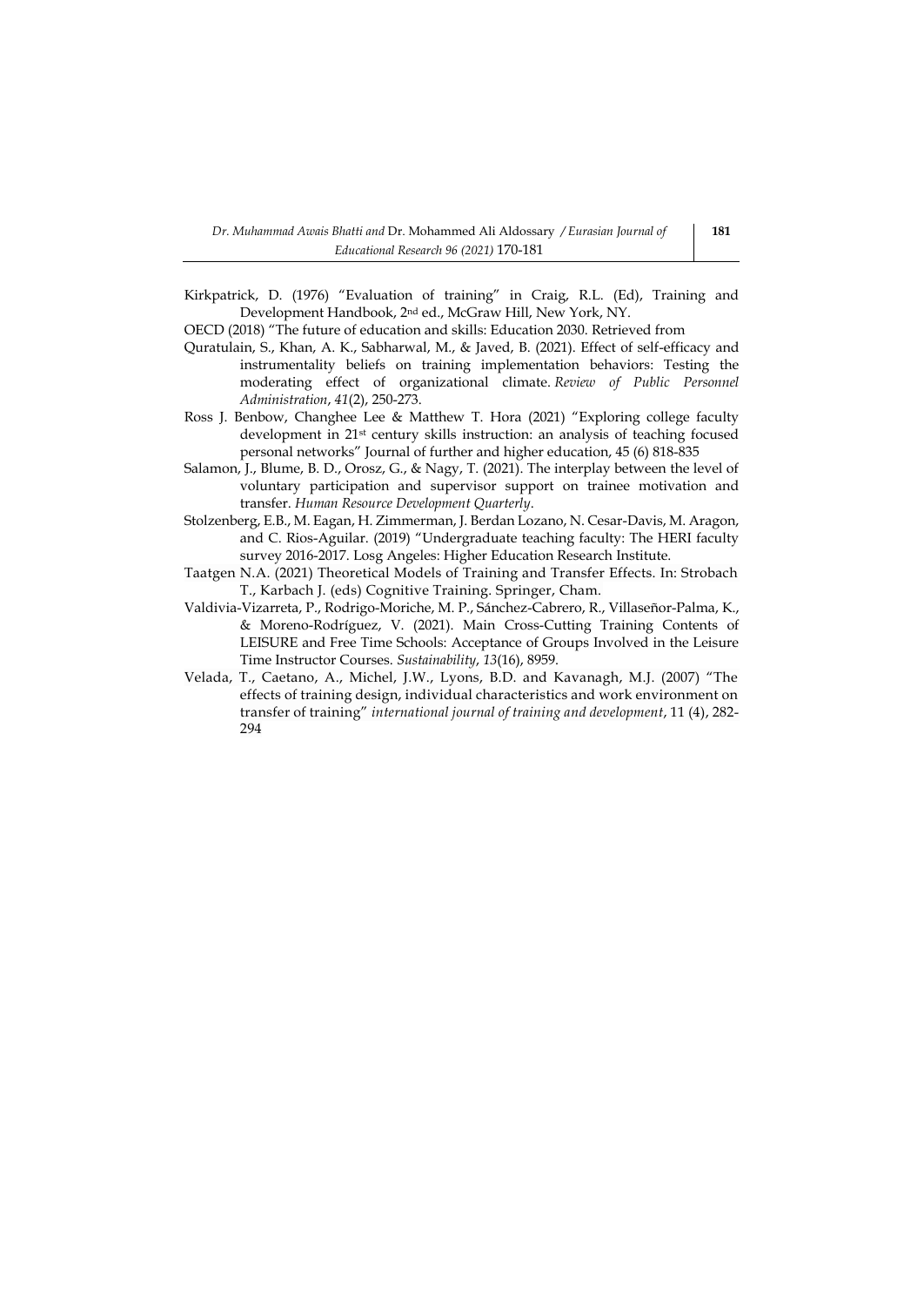Kirkpatrick, D. (1976) "Evaluation of training" in Craig, R.L. (Ed), Training and Development Handbook, 2nd ed., McGraw Hill, New York, NY.

OECD (2018) "The future of education and skills: Education 2030. Retrieved from

Quratulain, S., Khan, A. K., Sabharwal, M., & Javed, B. (2021). Effect of self-efficacy and instrumentality beliefs on training implementation behaviors: Testing the moderating effect of organizational climate. *Review of Public Personnel Administration*, *41*(2), 250-273.

Ross J. Benbow, Changhee Lee & Matthew T. Hora (2021) "Exploring college faculty development in 21st century skills instruction: an analysis of teaching focused personal networks" Journal of further and higher education, 45 (6) 818-835

Salamon, J., Blume, B. D., Orosz, G., & Nagy, T. (2021). The interplay between the level of voluntary participation and supervisor support on trainee motivation and transfer. *Human Resource Development Quarterly*.

Stolzenberg, E.B., M. Eagan, H. Zimmerman, J. Berdan Lozano, N. Cesar-Davis, M. Aragon, and C. Rios-Aguilar. (2019) "Undergraduate teaching faculty: The HERI faculty survey 2016-2017. Losg Angeles: Higher Education Research Institute.

Taatgen N.A. (2021) Theoretical Models of Training and Transfer Effects. In: Strobach T., Karbach J. (eds) Cognitive Training. Springer, Cham.

Valdivia-Vizarreta, P., Rodrigo-Moriche, M. P., Sánchez-Cabrero, R., Villaseñor-Palma, K., & Moreno-Rodríguez, V. (2021). Main Cross-Cutting Training Contents of LEISURE and Free Time Schools: Acceptance of Groups Involved in the Leisure Time Instructor Courses. *Sustainability*, *13*(16), 8959.

Velada, T., Caetano, A., Michel, J.W., Lyons, B.D. and Kavanagh, M.J. (2007) "The effects of training design, individual characteristics and work environment on transfer of training" *international journal of training and development*, 11 (4), 282-294